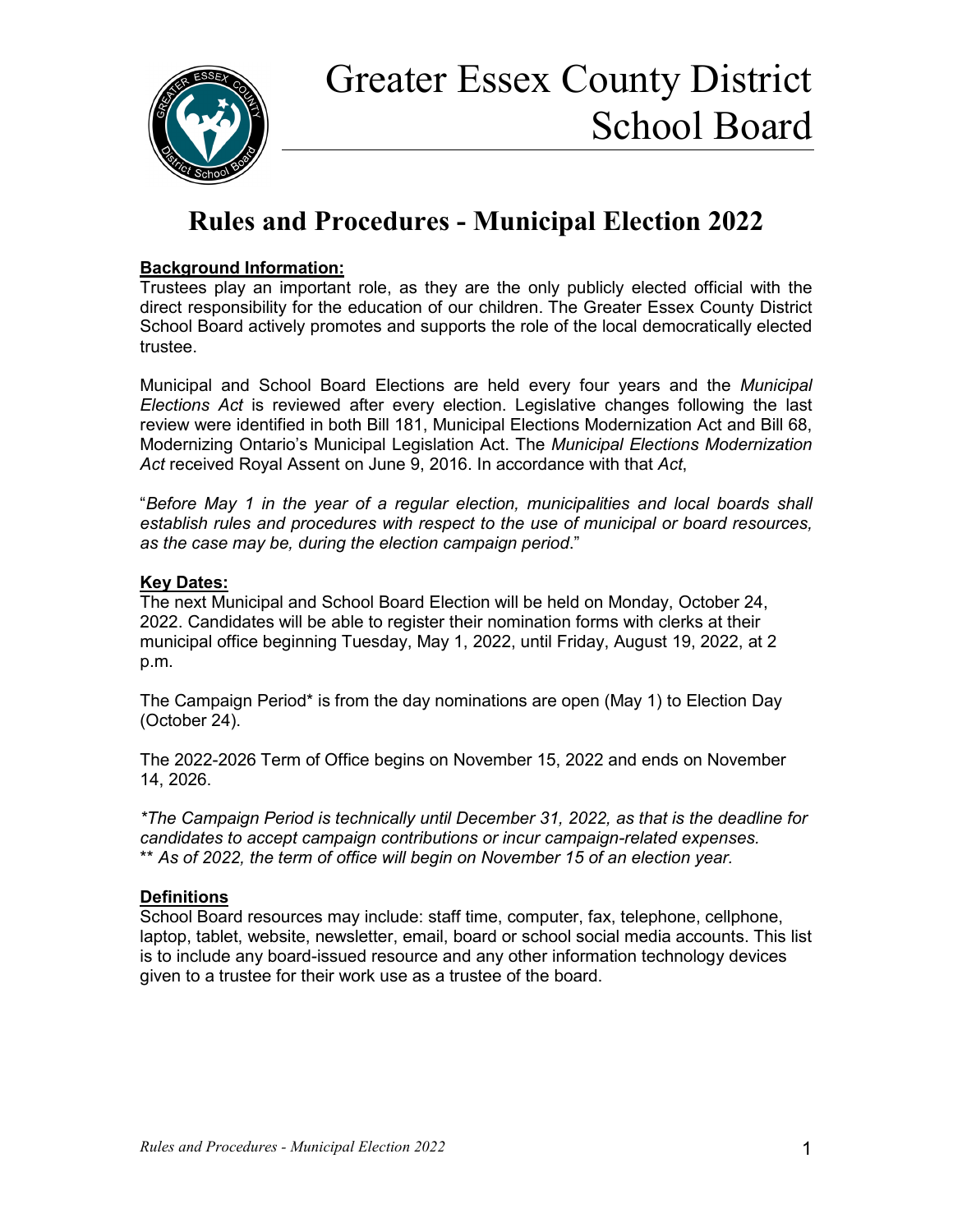# Greater Essex County District School Board

## Rules and Procedures - Municipal Election 2022

**Background Information:**

Trustees play an important role, as they are the only publicly elected official with the direct responsibility for the education of our children. The Greater Essex County District School Board actively promotes and supports the role of the local democratically elected trustee.

Municipal and School Board Elections are held every four years and the *Municipal Elections Act* is reviewed after every election. Legislative changes following the last review were identified in both Bill 181, Municipal Elections Modernization Act and Bill 68, Modernizing Ontario's Municipal Legislation Act. The *Municipal Elections Modernization Act* received Royal Assent on June 9, 2016. In accordance with that *Act*,

"*Before May 1 in the year of a regular election, municipalities and local boards shall establish rules and procedures with respect to the use of municipal or board resources, as the case may be, during the election campaign period*."

**Key Dates:**

The next Municipal and School Board Election will be held on Monday, October 24, 2022. Candidates will be able to register their nomination forms with clerks at their municipal office beginning Tuesday, May 1, 2022, until Friday, August 19, 2022, at 2 p.m.

The Campaign Period* is from the day nominations are open (May 1) to Election Day (October 24).

The 2022-2026 Term of Office begins on November 15, 2022 and ends on November 14, 2026.

*\*The Campaign Period is technically until December 31, 2022, as that is the deadline for candidates to accept campaign contributions or incur campaign-related expenses.*
*\*\* As of 2022, the term of office will begin on November 15 of an election year.*

**Definitions**

School Board resources may include: staff time, computer, fax, telephone, cellphone, laptop, tablet, website, newsletter, email, board or school social media accounts. This list is to include any board-issued resource and any other information technology devices given to a trustee for their work use as a trustee of the board.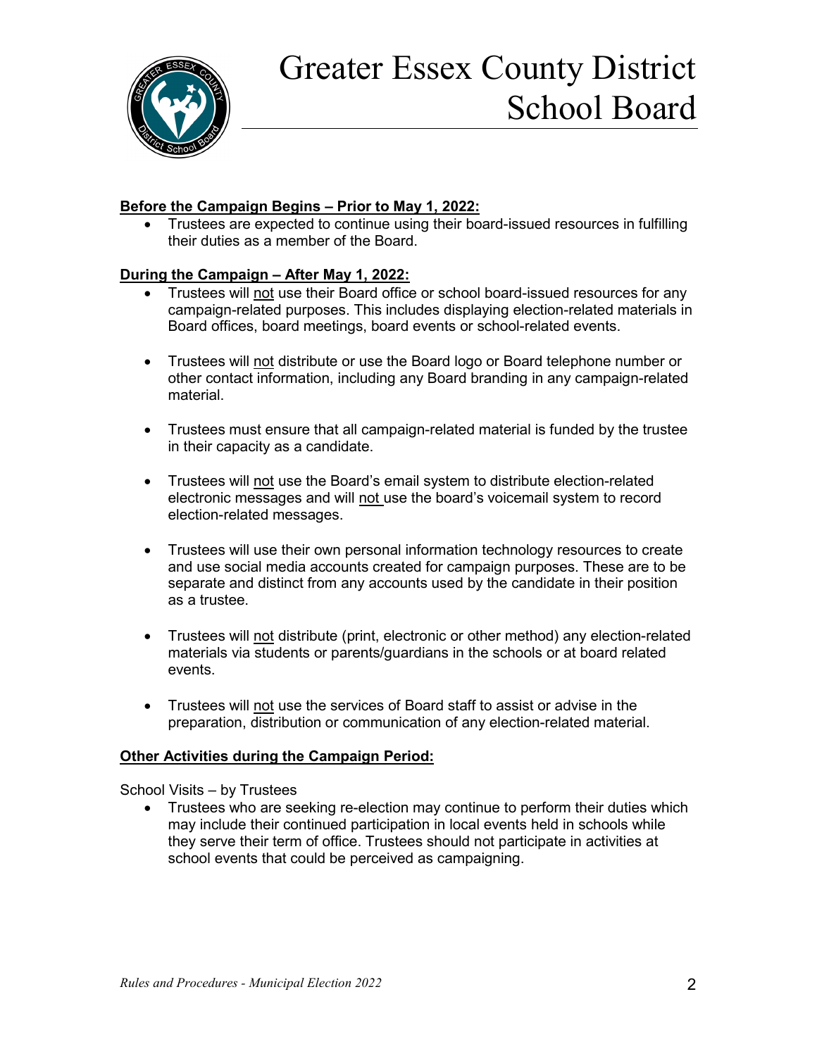# Greater Essex County District School Board

**Before the Campaign Begins – Prior to May 1, 2022:**

- Trustees are expected to continue using their board-issued resources in fulfilling their duties as a member of the Board.

**During the Campaign – After May 1, 2022:**

- Trustees will not use their Board office or school board-issued resources for any campaign-related purposes. This includes displaying election-related materials in Board offices, board meetings, board events or school-related events.
- Trustees will not distribute or use the Board logo or Board telephone number or other contact information, including any Board branding in any campaign-related material.
- Trustees must ensure that all campaign-related material is funded by the trustee in their capacity as a candidate.
- Trustees will not use the Board's email system to distribute election-related electronic messages and will not use the board's voicemail system to record election-related messages.
- Trustees will use their own personal information technology resources to create and use social media accounts created for campaign purposes. These are to be separate and distinct from any accounts used by the candidate in their position as a trustee.
- Trustees will not distribute (print, electronic or other method) any election-related materials via students or parents/guardians in the schools or at board related events.
- Trustees will not use the services of Board staff to assist or advise in the preparation, distribution or communication of any election-related material.

**Other Activities during the Campaign Period:**

School Visits – by Trustees

- Trustees who are seeking re-election may continue to perform their duties which may include their continued participation in local events held in schools while they serve their term of office. Trustees should not participate in activities at school events that could be perceived as campaigning.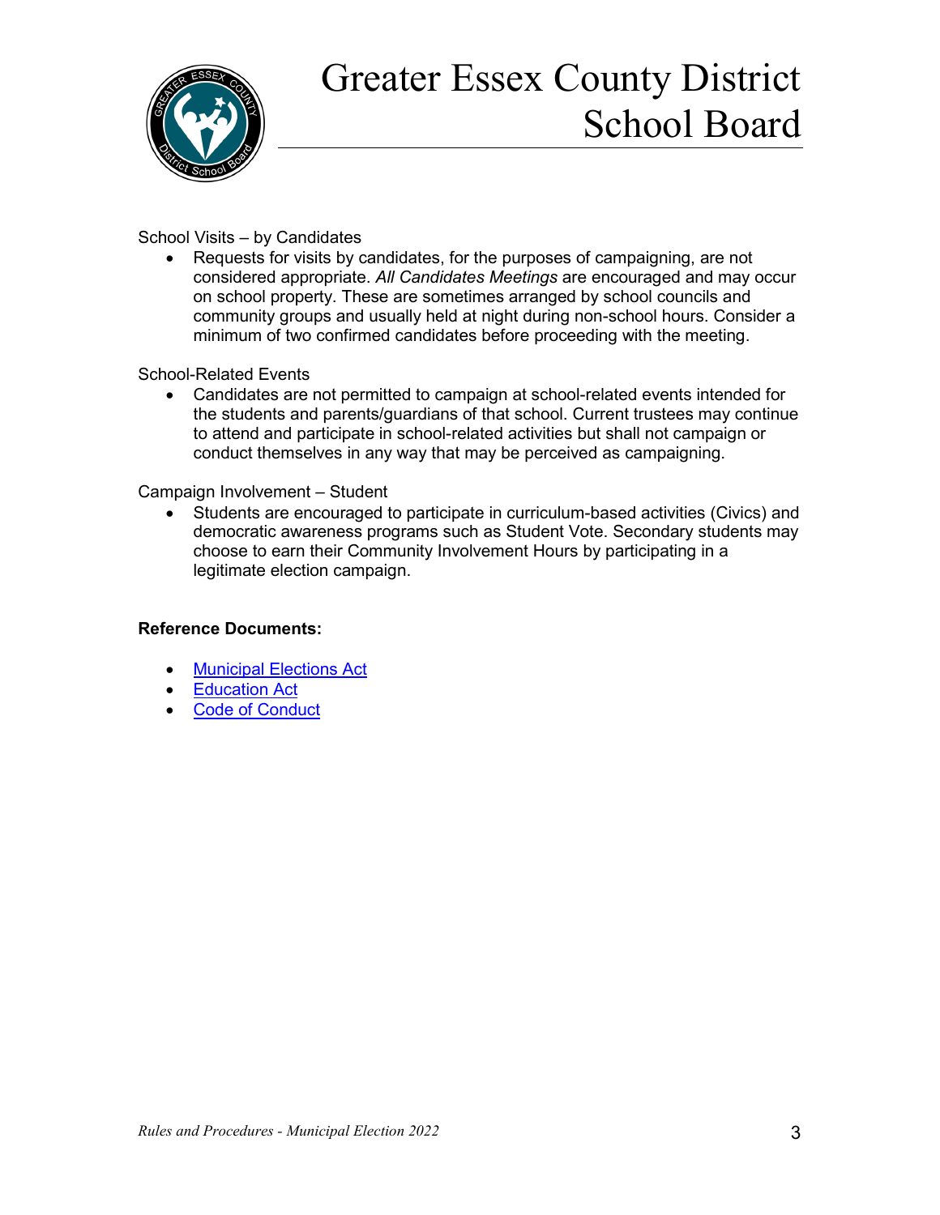School Visits – by Candidates

- Requests for visits by candidates, for the purposes of campaigning, are not considered appropriate. *All Candidates Meetings* are encouraged and may occur on school property. These are sometimes arranged by school councils and community groups and usually held at night during non-school hours. Consider a minimum of two confirmed candidates before proceeding with the meeting.

School-Related Events

- Candidates are not permitted to campaign at school-related events intended for the students and parents/guardians of that school. Current trustees may continue to attend and participate in school-related activities but shall not campaign or conduct themselves in any way that may be perceived as campaigning.

Campaign Involvement – Student

- Students are encouraged to participate in curriculum-based activities (Civics) and democratic awareness programs such as Student Vote. Secondary students may choose to earn their Community Involvement Hours by participating in a legitimate election campaign.

**Reference Documents:**

- Municipal Elections Act
- Education Act
- Code of Conduct